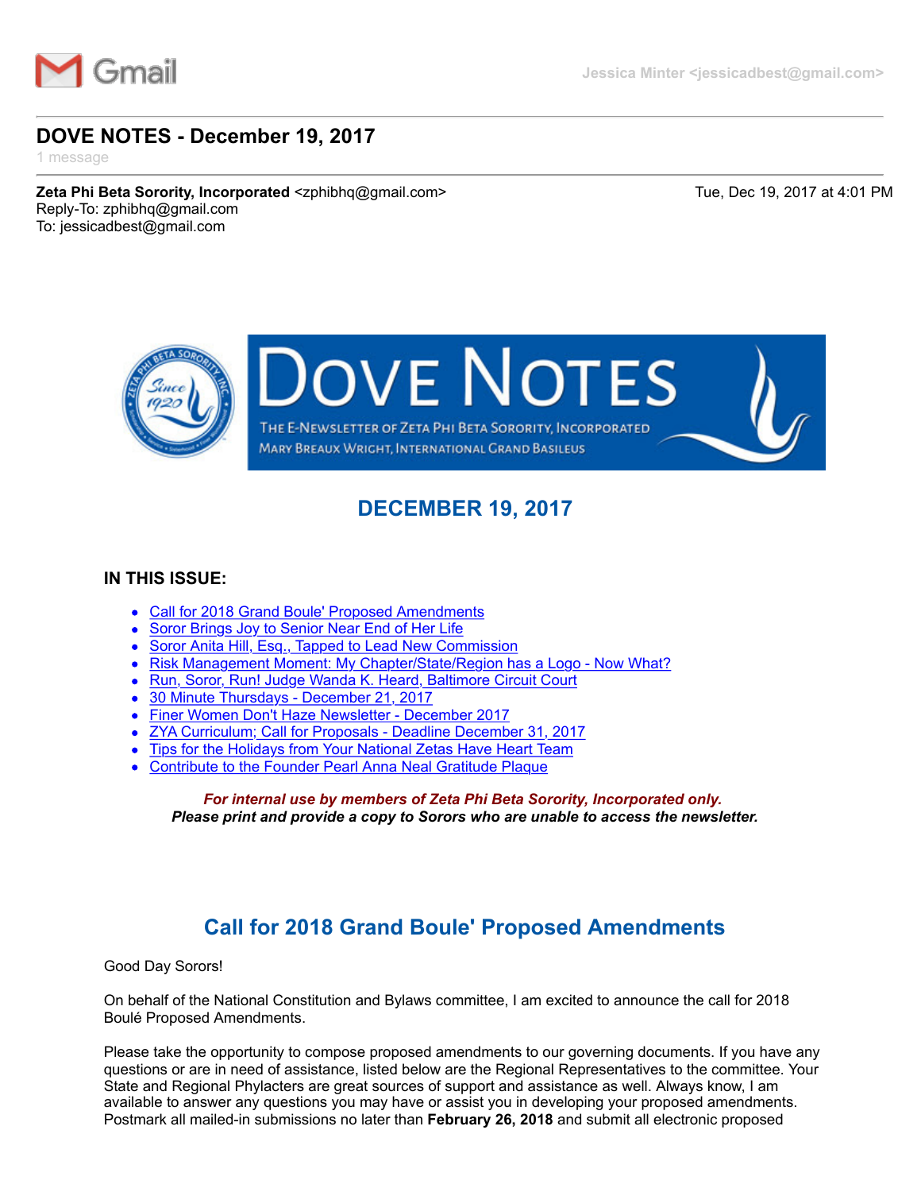Gmail

Jessica Minter <jessicadbest@gmail.com>

# DOVE NOTES - December 19, 2017

1 message

**Zeta Phi Beta Sorority, Incorporated** <zphibhq@gmail.com>
Reply-To: zphibhq@gmail.com
To: jessicadbest@gmail.com

Tue, Dec 19, 2017 at 4:01 PM

DOVE NOTES

THE E-NEWSLETTER OF ZETA PHI BETA SORORITY, INCORPORATED
MARY BREAUX WRIGHT, INTERNATIONAL GRAND BASILEUS

## DECEMBER 19, 2017

### IN THIS ISSUE:

- Call for 2018 Grand Boule' Proposed Amendments
- Soror Brings Joy to Senior Near End of Her Life
- Soror Anita Hill, Esq., Tapped to Lead New Commission
- Risk Management Moment: My Chapter/State/Region has a Logo - Now What?
- Run, Soror, Run! Judge Wanda K. Heard, Baltimore Circuit Court
- 30 Minute Thursdays - December 21, 2017
- Finer Women Don't Haze Newsletter - December 2017
- ZYA Curriculum; Call for Proposals - Deadline December 31, 2017
- Tips for the Holidays from Your National Zetas Have Heart Team
- Contribute to the Founder Pearl Anna Neal Gratitude Plaque

***For internal use by members of Zeta Phi Beta Sorority, Incorporated only.***
***Please print and provide a copy to Sorors who are unable to access the newsletter.***

## Call for 2018 Grand Boule' Proposed Amendments

Good Day Sorors!

On behalf of the National Constitution and Bylaws committee, I am excited to announce the call for 2018 Boulé Proposed Amendments.

Please take the opportunity to compose proposed amendments to our governing documents. If you have any questions or are in need of assistance, listed below are the Regional Representatives to the committee. Your State and Regional Phylacters are great sources of support and assistance as well. Always know, I am available to answer any questions you may have or assist you in developing your proposed amendments. Postmark all mailed-in submissions no later than **February 26, 2018** and submit all electronic proposed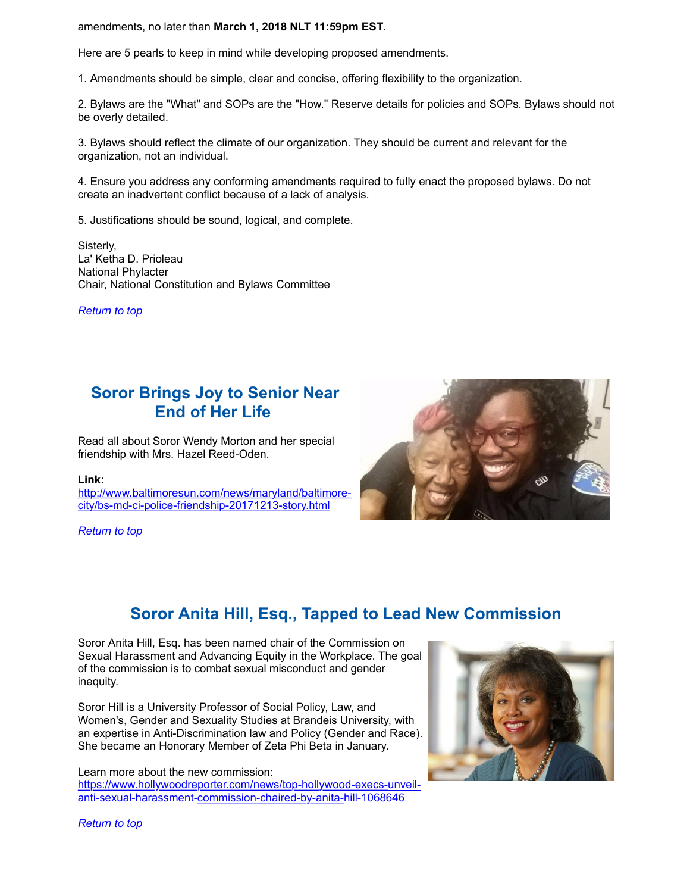amendments, no later than **March 1, 2018 NLT 11:59pm EST**.

Here are 5 pearls to keep in mind while developing proposed amendments.

1. Amendments should be simple, clear and concise, offering flexibility to the organization.

2. Bylaws are the "What" and SOPs are the "How." Reserve details for policies and SOPs. Bylaws should not be overly detailed.

3. Bylaws should reflect the climate of our organization. They should be current and relevant for the organization, not an individual.

4. Ensure you address any conforming amendments required to fully enact the proposed bylaws. Do not create an inadvertent conflict because of a lack of analysis.

5. Justifications should be sound, logical, and complete.

Sisterly,
La' Ketha D. Prioleau
National Phylacter
Chair, National Constitution and Bylaws Committee

*Return to top*

## Soror Brings Joy to Senior Near End of Her Life

Read all about Soror Wendy Morton and her special friendship with Mrs. Hazel Reed-Oden.

**Link:**
[http://www.baltimoresun.com/news/maryland/baltimore-city/bs-md-ci-police-friendship-20171213-story.html](http://www.baltimoresun.com/news/maryland/baltimore-city/bs-md-ci-police-friendship-20171213-story.html)

*Return to top*

## Soror Anita Hill, Esq., Tapped to Lead New Commission

Soror Anita Hill, Esq. has been named chair of the Commission on Sexual Harassment and Advancing Equity in the Workplace. The goal of the commission is to combat sexual misconduct and gender inequity.

Soror Hill is a University Professor of Social Policy, Law, and Women's, Gender and Sexuality Studies at Brandeis University, with an expertise in Anti-Discrimination law and Policy (Gender and Race). She became an Honorary Member of Zeta Phi Beta in January.

Learn more about the new commission:
[https://www.hollywoodreporter.com/news/top-hollywood-execs-unveil-anti-sexual-harassment-commission-chaired-by-anita-hill-1068646](https://www.hollywoodreporter.com/news/top-hollywood-execs-unveil-anti-sexual-harassment-commission-chaired-by-anita-hill-1068646)

*Return to top*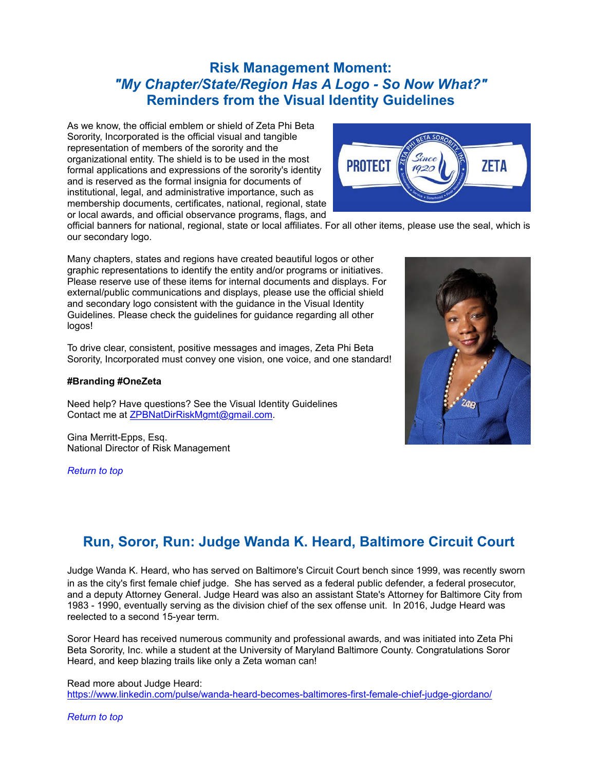## Risk Management Moment:
## *"My Chapter/State/Region Has A Logo - So Now What?"*
## Reminders from the Visual Identity Guidelines

As we know, the official emblem or shield of Zeta Phi Beta Sorority, Incorporated is the official visual and tangible representation of members of the sorority and the organizational entity. The shield is to be used in the most formal applications and expressions of the sorority's identity and is reserved as the formal insignia for documents of institutional, legal, and administrative importance, such as membership documents, certificates, national, regional, state or local awards, and official observance programs, flags, and official banners for national, regional, state or local affiliates. For all other items, please use the seal, which is our secondary logo.

Many chapters, states and regions have created beautiful logos or other graphic representations to identify the entity and/or programs or initiatives. Please reserve use of these items for internal documents and displays. For external/public communications and displays, please use the official shield and secondary logo consistent with the guidance in the Visual Identity Guidelines. Please check the guidelines for guidance regarding all other logos!

To drive clear, consistent, positive messages and images, Zeta Phi Beta Sorority, Incorporated must convey one vision, one voice, and one standard!

**#Branding #OneZeta**

Need help? Have questions? See the Visual Identity Guidelines
Contact me at ZPBNatDirRiskMgmt@gmail.com.

Gina Merritt-Epps, Esq.
National Director of Risk Management

*Return to top*

## Run, Soror, Run: Judge Wanda K. Heard, Baltimore Circuit Court

Judge Wanda K. Heard, who has served on Baltimore's Circuit Court bench since 1999, was recently sworn in as the city's first female chief judge. She has served as a federal public defender, a federal prosecutor, and a deputy Attorney General. Judge Heard was also an assistant State's Attorney for Baltimore City from 1983 - 1990, eventually serving as the division chief of the sex offense unit. In 2016, Judge Heard was reelected to a second 15-year term.

Soror Heard has received numerous community and professional awards, and was initiated into Zeta Phi Beta Sorority, Inc. while a student at the University of Maryland Baltimore County. Congratulations Soror Heard, and keep blazing trails like only a Zeta woman can!

Read more about Judge Heard:
https://www.linkedin.com/pulse/wanda-heard-becomes-baltimores-first-female-chief-judge-giordano/

*Return to top*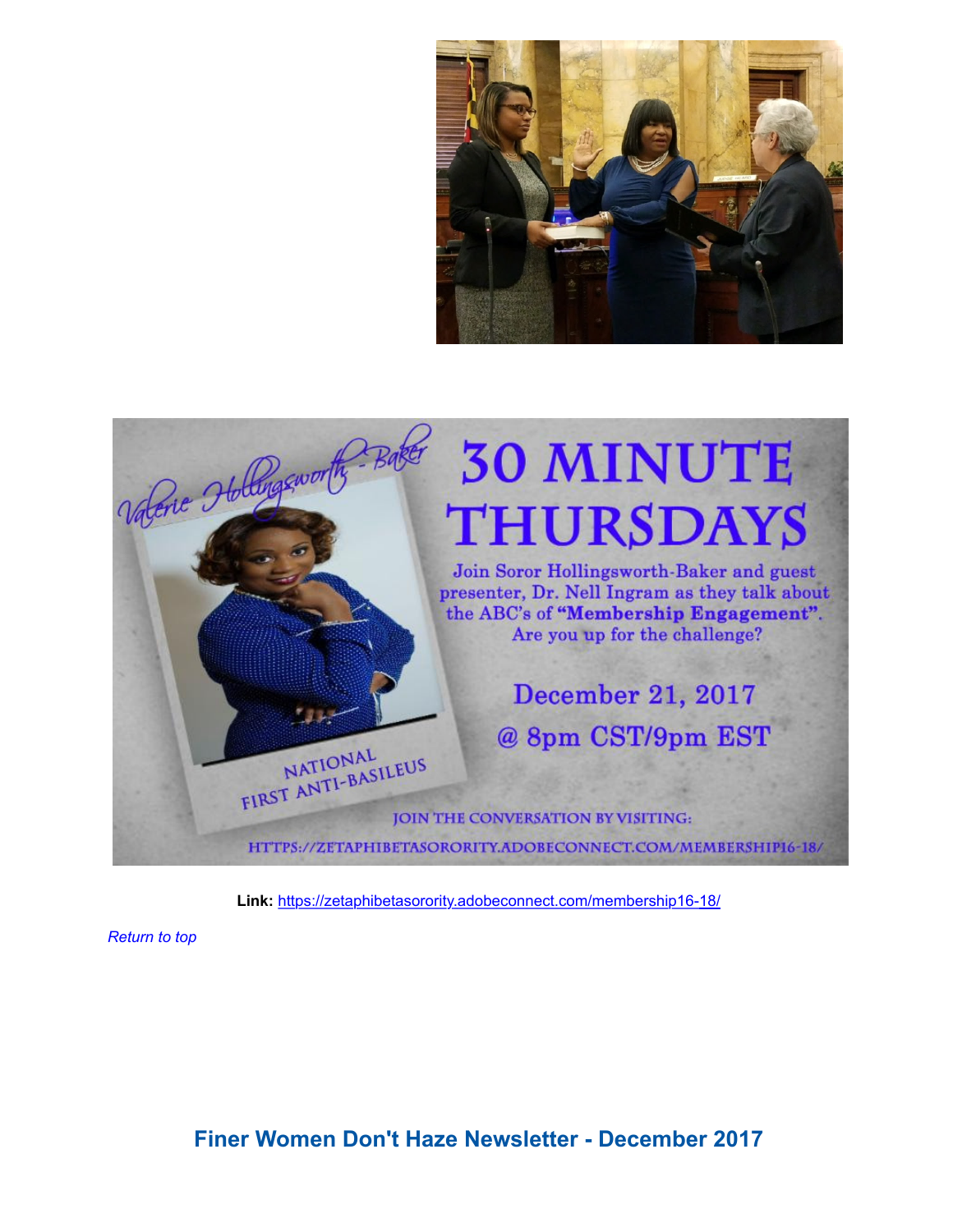**Link:** https://zetaphibetasorority.adobeconnect.com/membership16-18/

*Return to top*

## Finer Women Don't Haze Newsletter - December 2017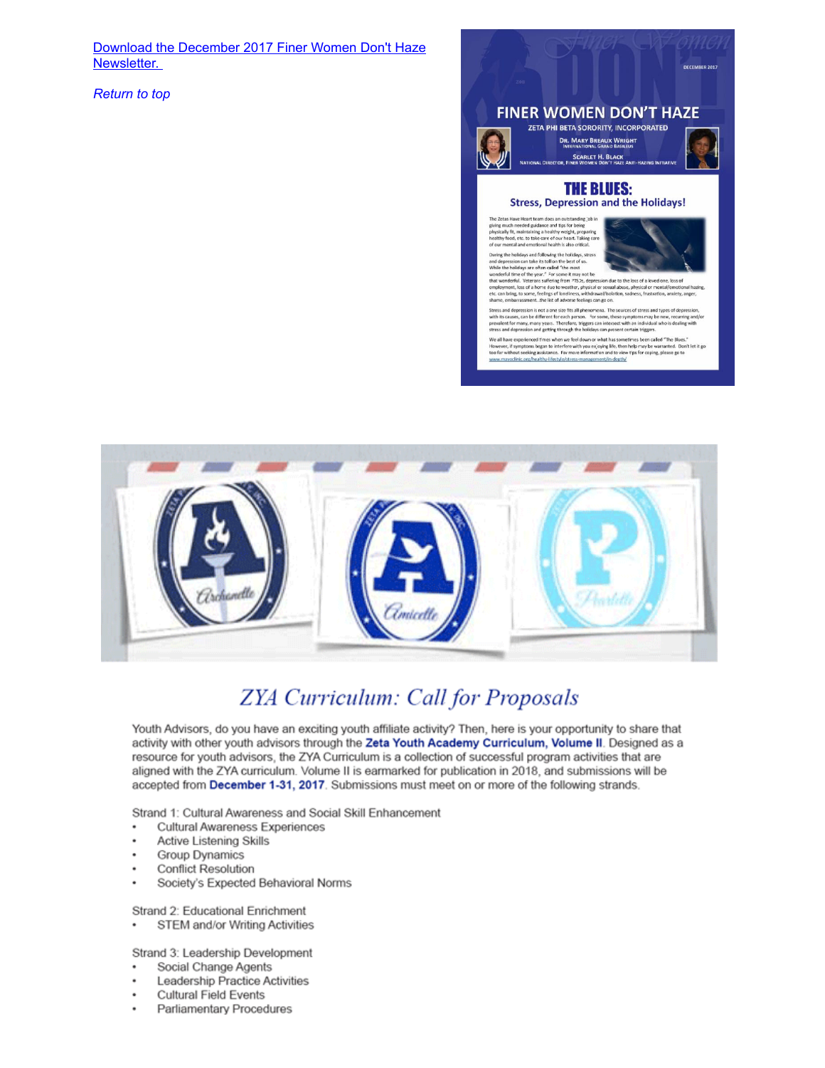[Download the December 2017 Finer Women Don't Haze Newsletter.](#)

*Return to top*

# ZYA Curriculum: Call for Proposals

Youth Advisors, do you have an exciting youth affiliate activity? Then, here is your opportunity to share that activity with other youth advisors through the **Zeta Youth Academy Curriculum, Volume II**. Designed as a resource for youth advisors, the ZYA Curriculum is a collection of successful program activities that are aligned with the ZYA curriculum. Volume II is earmarked for publication in 2018, and submissions will be accepted from **December 1-31, 2017**. Submissions must meet on or more of the following strands.

Strand 1: Cultural Awareness and Social Skill Enhancement

- Cultural Awareness Experiences
- Active Listening Skills
- Group Dynamics
- Conflict Resolution
- Society's Expected Behavioral Norms

Strand 2: Educational Enrichment

- STEM and/or Writing Activities

Strand 3: Leadership Development

- Social Change Agents
- Leadership Practice Activities
- Cultural Field Events
- Parliamentary Procedures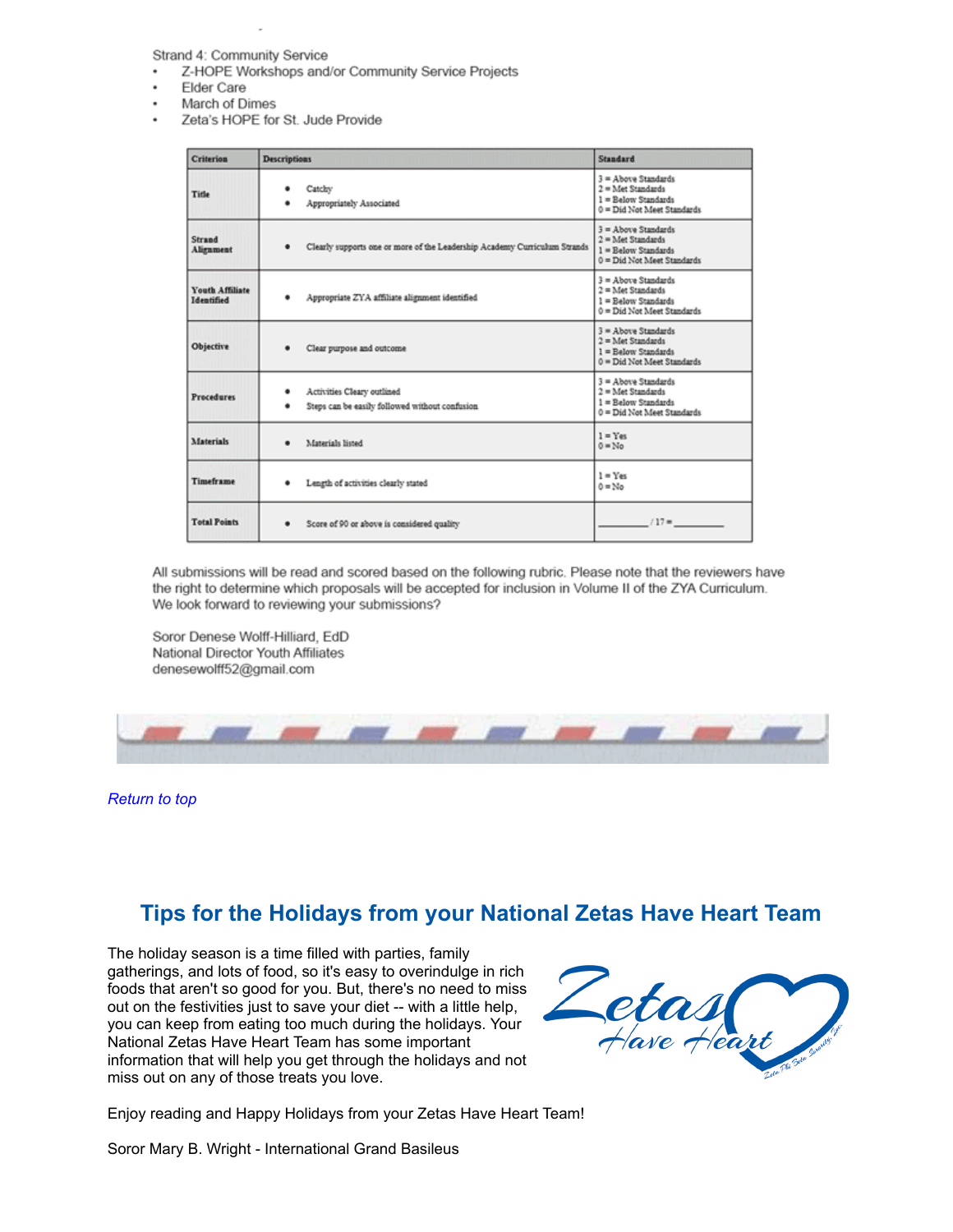Strand 4: Community Service

- Z-HOPE Workshops and/or Community Service Projects
- Elder Care
- March of Dimes
- Zeta's HOPE for St. Jude Provide

| Criterion | Descriptions | Standard |
|---|---|---|
| Title | • Catchy<br>• Appropriately Associated | 3 = Above Standards<br>2 = Met Standards<br>1 = Below Standards<br>0 = Did Not Meet Standards |
| Strand Alignment | • Clearly supports one or more of the Leadership Academy Curriculum Strands | 3 = Above Standards<br>2 = Met Standards<br>1 = Below Standards<br>0 = Did Not Meet Standards |
| Youth Affiliate Identified | • Appropriate ZYA affiliate alignment identified | 3 = Above Standards<br>2 = Met Standards<br>1 = Below Standards<br>0 = Did Not Meet Standards |
| Objective | • Clear purpose and outcome | 3 = Above Standards<br>2 = Met Standards<br>1 = Below Standards<br>0 = Did Not Meet Standards |
| Procedures | • Activities Cleary outlined<br>• Steps can be easily followed without confusion | 3 = Above Standards<br>2 = Met Standards<br>1 = Below Standards<br>0 = Did Not Meet Standards |
| Materials | • Materials listed | 1 = Yes<br>0 = No |
| Timeframe | • Length of activities clearly stated | 1 = Yes<br>0 = No |
| Total Points | • Score of 90 or above is considered quality | ________ / 17 = ________ |

All submissions will be read and scored based on the following rubric. Please note that the reviewers have the right to determine which proposals will be accepted for inclusion in Volume II of the ZYA Curriculum. We look forward to reviewing your submissions?

Soror Denese Wolff-Hilliard, EdD
National Director Youth Affiliates
denesewolff52@gmail.com

*Return to top*

## Tips for the Holidays from your National Zetas Have Heart Team

The holiday season is a time filled with parties, family gatherings, and lots of food, so it's easy to overindulge in rich foods that aren't so good for you. But, there's no need to miss out on the festivities just to save your diet -- with a little help, you can keep from eating too much during the holidays. Your National Zetas Have Heart Team has some important information that will help you get through the holidays and not miss out on any of those treats you love.

Enjoy reading and Happy Holidays from your Zetas Have Heart Team!

Soror Mary B. Wright - International Grand Basileus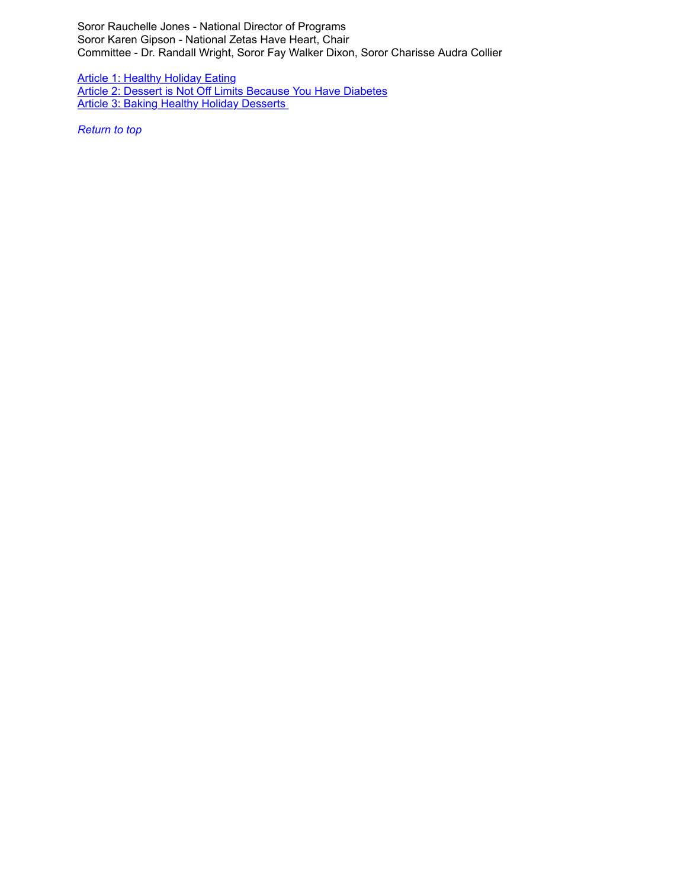Soror Rauchelle Jones - National Director of Programs
Soror Karen Gipson - National Zetas Have Heart, Chair
Committee - Dr. Randall Wright, Soror Fay Walker Dixon, Soror Charisse Audra Collier

Article 1: Healthy Holiday Eating
Article 2: Dessert is Not Off Limits Because You Have Diabetes
Article 3: Baking Healthy Holiday Desserts

*Return to top*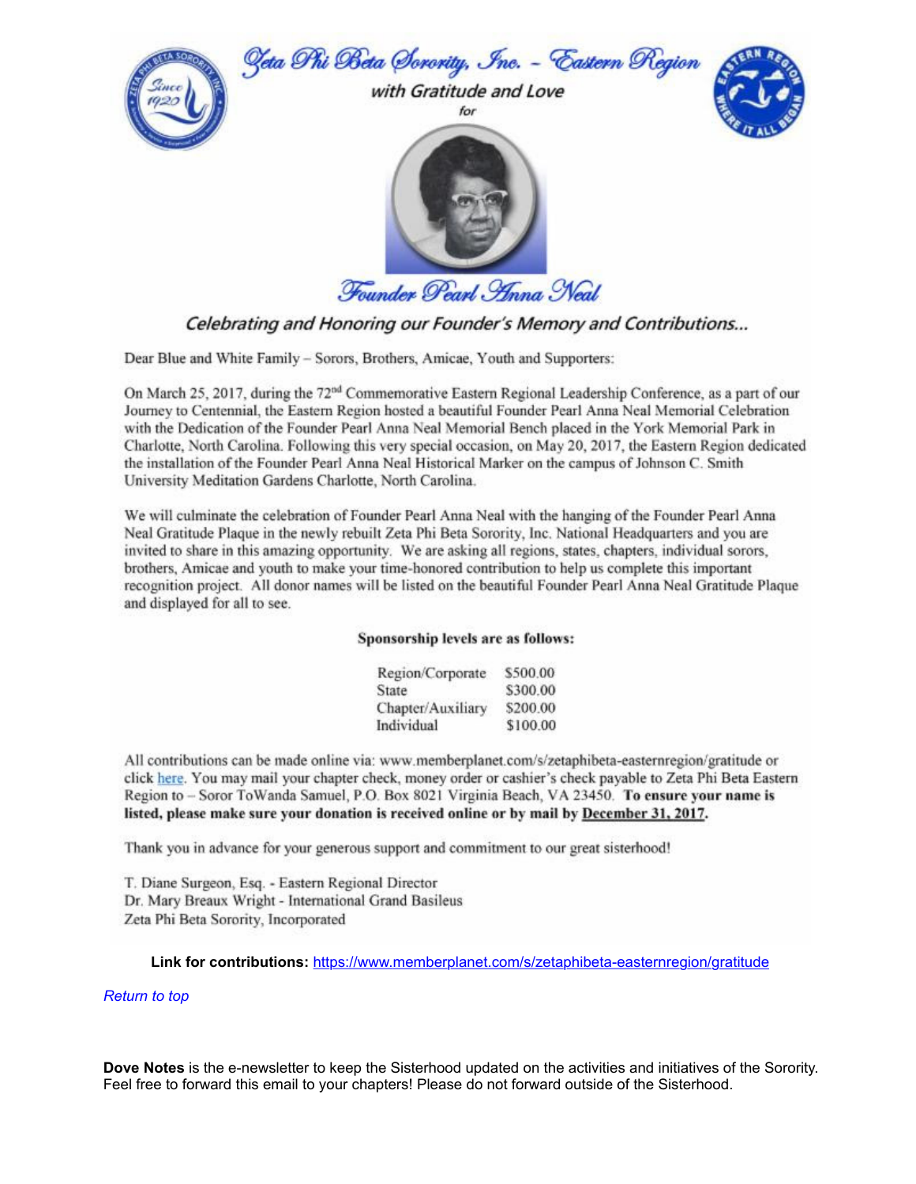# Zeta Phi Beta Sorority, Inc. - Eastern Region

with Gratitude and Love

for

## Founder Pearl Anna Neal

*Celebrating and Honoring our Founder's Memory and Contributions...*

Dear Blue and White Family – Sorors, Brothers, Amicae, Youth and Supporters:

On March 25, 2017, during the 72nd Commemorative Eastern Regional Leadership Conference, as a part of our Journey to Centennial, the Eastern Region hosted a beautiful Founder Pearl Anna Neal Memorial Celebration with the Dedication of the Founder Pearl Anna Neal Memorial Bench placed in the York Memorial Park in Charlotte, North Carolina. Following this very special occasion, on May 20, 2017, the Eastern Region dedicated the installation of the Founder Pearl Anna Neal Historical Marker on the campus of Johnson C. Smith University Meditation Gardens Charlotte, North Carolina.

We will culminate the celebration of Founder Pearl Anna Neal with the hanging of the Founder Pearl Anna Neal Gratitude Plaque in the newly rebuilt Zeta Phi Beta Sorority, Inc. National Headquarters and you are invited to share in this amazing opportunity. We are asking all regions, states, chapters, individual sorors, brothers, Amicae and youth to make your time-honored contribution to help us complete this important recognition project. All donor names will be listed on the beautiful Founder Pearl Anna Neal Gratitude Plaque and displayed for all to see.

**Sponsorship levels are as follows:**

| | |
|---|---|
| Region/Corporate | $500.00 |
| State | $300.00 |
| Chapter/Auxiliary | $200.00 |
| Individual | $100.00 |

All contributions can be made online via: www.memberplanet.com/s/zetaphibeta-easternregion/gratitude or click here. You may mail your chapter check, money order or cashier's check payable to Zeta Phi Beta Eastern Region to – Soror ToWanda Samuel, P.O. Box 8021 Virginia Beach, VA 23450. **To ensure your name is listed, please make sure your donation is received online or by mail by December 31, 2017.**

Thank you in advance for your generous support and commitment to our great sisterhood!

T. Diane Surgeon, Esq. - Eastern Regional Director
Dr. Mary Breaux Wright - International Grand Basileus
Zeta Phi Beta Sorority, Incorporated

**Link for contributions:** https://www.memberplanet.com/s/zetaphibeta-easternregion/gratitude

*Return to top*

**Dove Notes** is the e-newsletter to keep the Sisterhood updated on the activities and initiatives of the Sorority. Feel free to forward this email to your chapters! Please do not forward outside of the Sisterhood.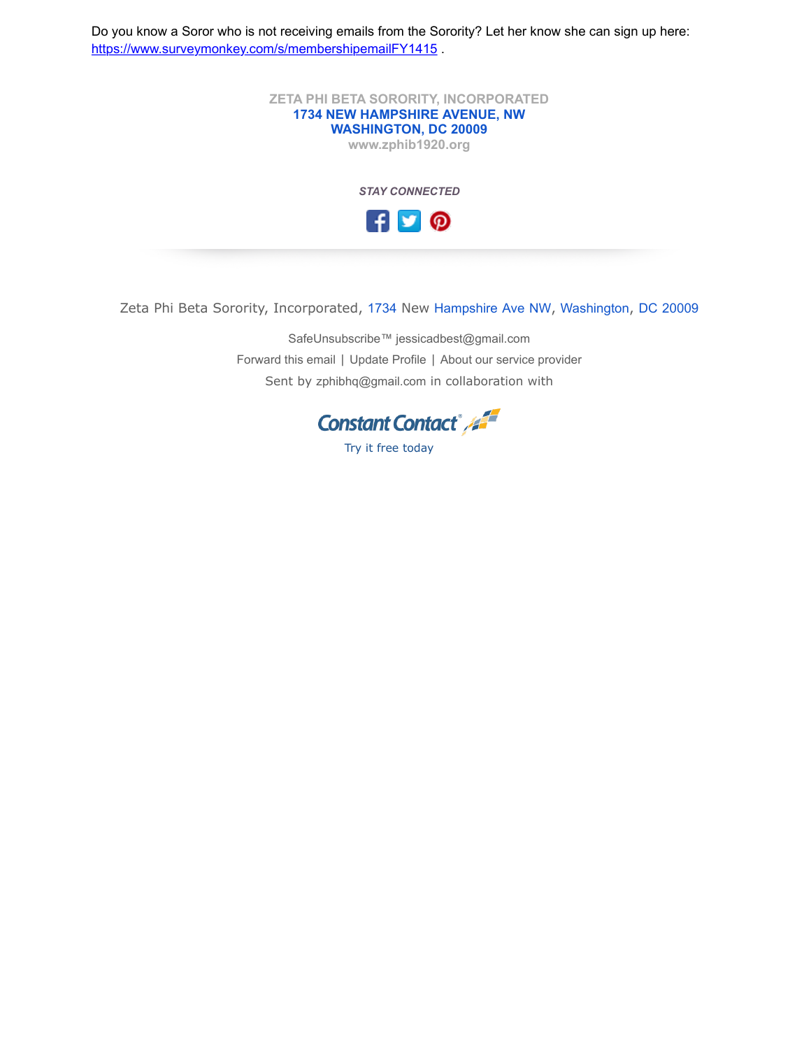Do you know a Soror who is not receiving emails from the Sorority? Let her know she can sign up here: https://www.surveymonkey.com/s/membershipemailFY1415 .

**ZETA PHI BETA SORORITY, INCORPORATED**
**1734 NEW HAMPSHIRE AVENUE, NW**
**WASHINGTON, DC 20009**
**www.zphib1920.org**

***STAY CONNECTED***

Zeta Phi Beta Sorority, Incorporated, 1734 New Hampshire Ave NW, Washington, DC 20009

SafeUnsubscribe™ jessicadbest@gmail.com

Forward this email | Update Profile | About our service provider

Sent by zphibhq@gmail.com in collaboration with

Constant Contact®

Try it free today